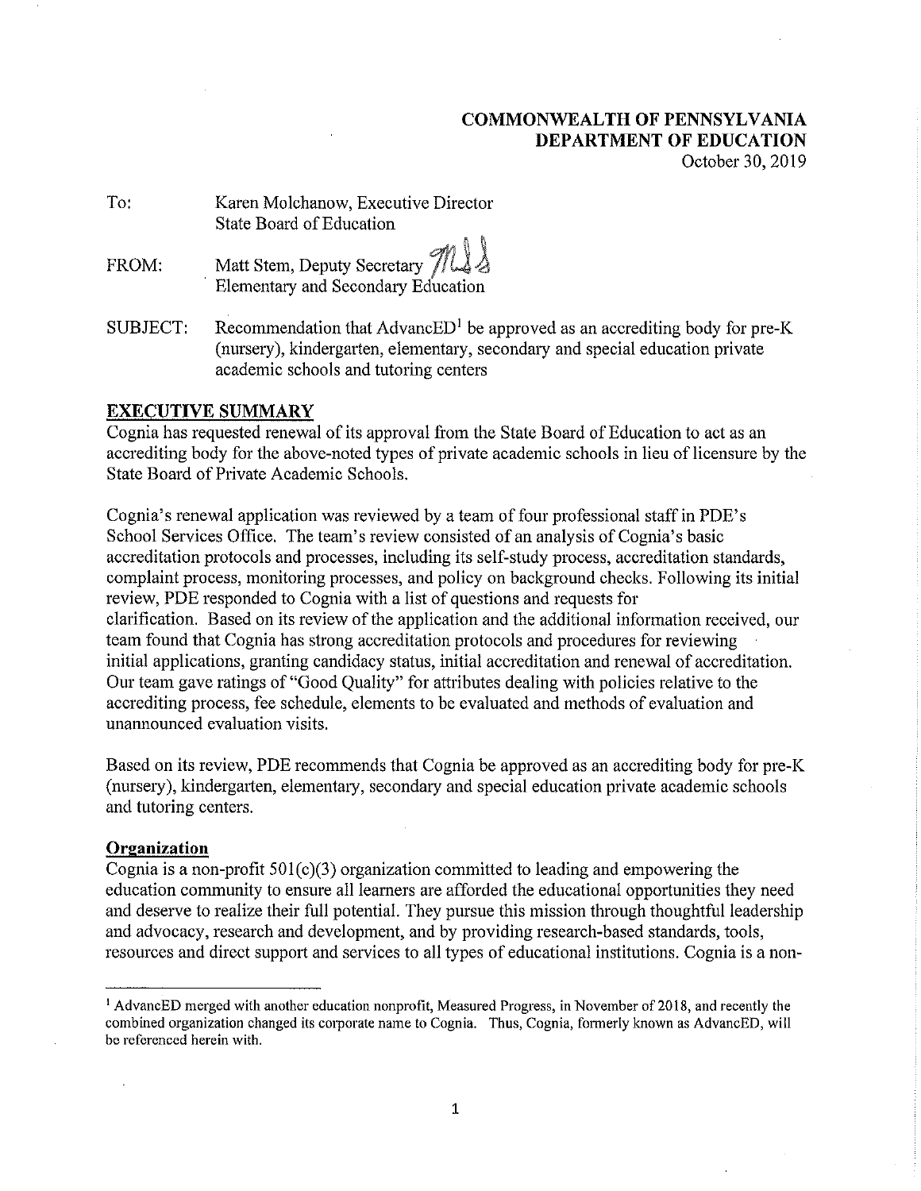**COMMONWEALTH OF PENNSYLVANIA**
**DEPARTMENT OF EDUCATION**
October 30, 2019

To: Karen Molchanow, Executive Director
State Board of Education

FROM: Matt Stem, Deputy Secretary
Elementary and Secondary Education

SUBJECT: Recommendation that AdvancED[1] be approved as an accrediting body for pre-K (nursery), kindergarten, elementary, secondary and special education private academic schools and tutoring centers

## EXECUTIVE SUMMARY

Cognia has requested renewal of its approval from the State Board of Education to act as an accrediting body for the above-noted types of private academic schools in lieu of licensure by the State Board of Private Academic Schools.

Cognia's renewal application was reviewed by a team of four professional staff in PDE's School Services Office. The team's review consisted of an analysis of Cognia's basic accreditation protocols and processes, including its self-study process, accreditation standards, complaint process, monitoring processes, and policy on background checks. Following its initial review, PDE responded to Cognia with a list of questions and requests for clarification. Based on its review of the application and the additional information received, our team found that Cognia has strong accreditation protocols and procedures for reviewing initial applications, granting candidacy status, initial accreditation and renewal of accreditation. Our team gave ratings of "Good Quality" for attributes dealing with policies relative to the accrediting process, fee schedule, elements to be evaluated and methods of evaluation and unannounced evaluation visits.

Based on its review, PDE recommends that Cognia be approved as an accrediting body for pre-K (nursery), kindergarten, elementary, secondary and special education private academic schools and tutoring centers.

## Organization

Cognia is a non-profit 501(c)(3) organization committed to leading and empowering the education community to ensure all learners are afforded the educational opportunities they need and deserve to realize their full potential. They pursue this mission through thoughtful leadership and advocacy, research and development, and by providing research-based standards, tools, resources and direct support and services to all types of educational institutions. Cognia is a non-

---

[1] AdvancED merged with another education nonprofit, Measured Progress, in November of 2018, and recently the combined organization changed its corporate name to Cognia. Thus, Cognia, formerly known as AdvancED, will be referenced herein with.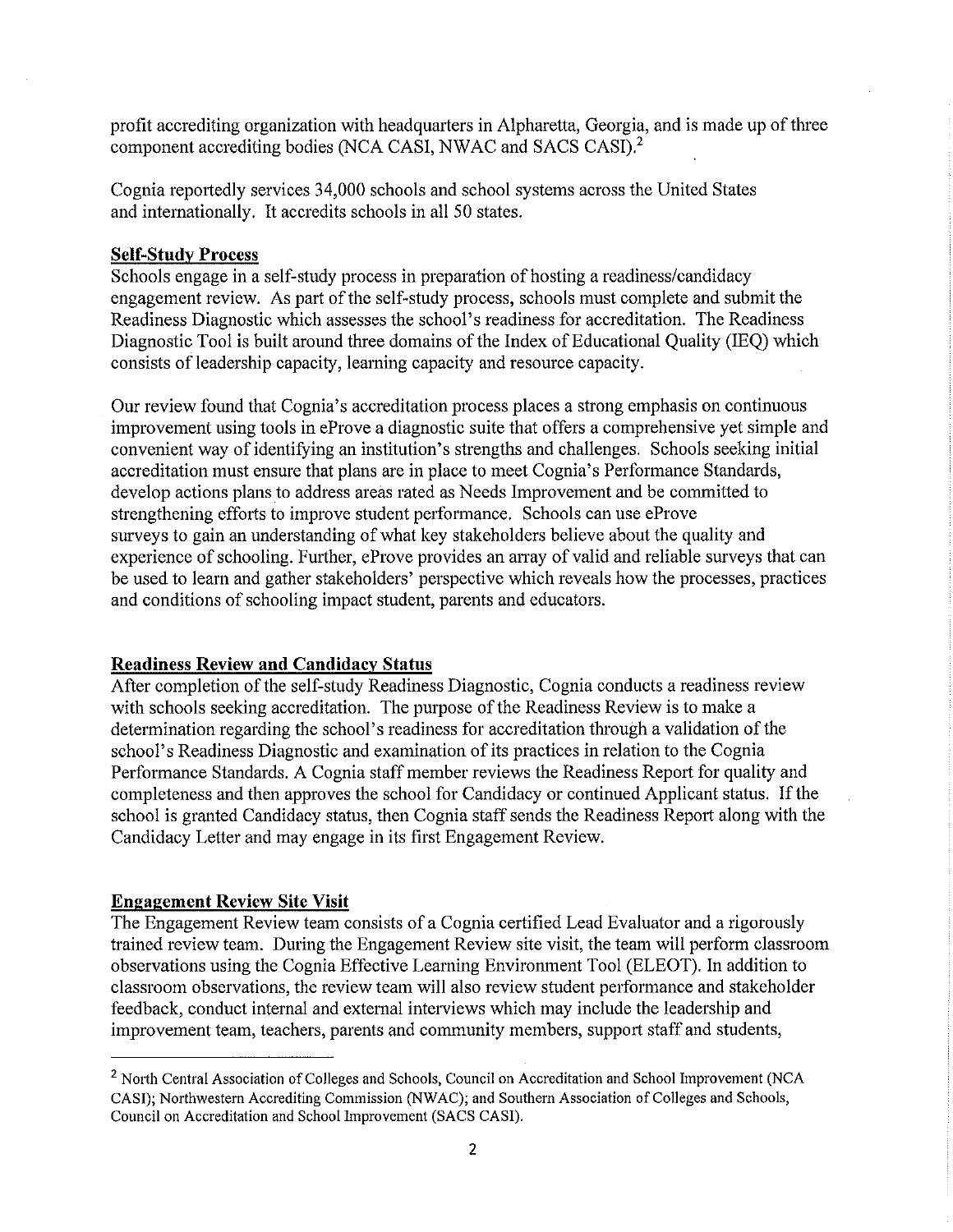profit accrediting organization with headquarters in Alpharetta, Georgia, and is made up of three component accrediting bodies (NCA CASI, NWAC and SACS CASI).[2]

Cognia reportedly services 34,000 schools and school systems across the United States and internationally. It accredits schools in all 50 states.

**Self-Study Process**

Schools engage in a self-study process in preparation of hosting a readiness/candidacy engagement review. As part of the self-study process, schools must complete and submit the Readiness Diagnostic which assesses the school's readiness for accreditation. The Readiness Diagnostic Tool is built around three domains of the Index of Educational Quality (IEQ) which consists of leadership capacity, learning capacity and resource capacity.

Our review found that Cognia's accreditation process places a strong emphasis on continuous improvement using tools in eProve a diagnostic suite that offers a comprehensive yet simple and convenient way of identifying an institution's strengths and challenges. Schools seeking initial accreditation must ensure that plans are in place to meet Cognia's Performance Standards, develop actions plans to address areas rated as Needs Improvement and be committed to strengthening efforts to improve student performance. Schools can use eProve surveys to gain an understanding of what key stakeholders believe about the quality and experience of schooling. Further, eProve provides an array of valid and reliable surveys that can be used to learn and gather stakeholders' perspective which reveals how the processes, practices and conditions of schooling impact student, parents and educators.

**Readiness Review and Candidacy Status**

After completion of the self-study Readiness Diagnostic, Cognia conducts a readiness review with schools seeking accreditation. The purpose of the Readiness Review is to make a determination regarding the school's readiness for accreditation through a validation of the school's Readiness Diagnostic and examination of its practices in relation to the Cognia Performance Standards. A Cognia staff member reviews the Readiness Report for quality and completeness and then approves the school for Candidacy or continued Applicant status. If the school is granted Candidacy status, then Cognia staff sends the Readiness Report along with the Candidacy Letter and may engage in its first Engagement Review.

**Engagement Review Site Visit**

The Engagement Review team consists of a Cognia certified Lead Evaluator and a rigorously trained review team. During the Engagement Review site visit, the team will perform classroom observations using the Cognia Effective Learning Environment Tool (ELEOT). In addition to classroom observations, the review team will also review student performance and stakeholder feedback, conduct internal and external interviews which may include the leadership and improvement team, teachers, parents and community members, support staff and students,

---

[2] North Central Association of Colleges and Schools, Council on Accreditation and School Improvement (NCA CASI); Northwestern Accrediting Commission (NWAC); and Southern Association of Colleges and Schools, Council on Accreditation and School Improvement (SACS CASI).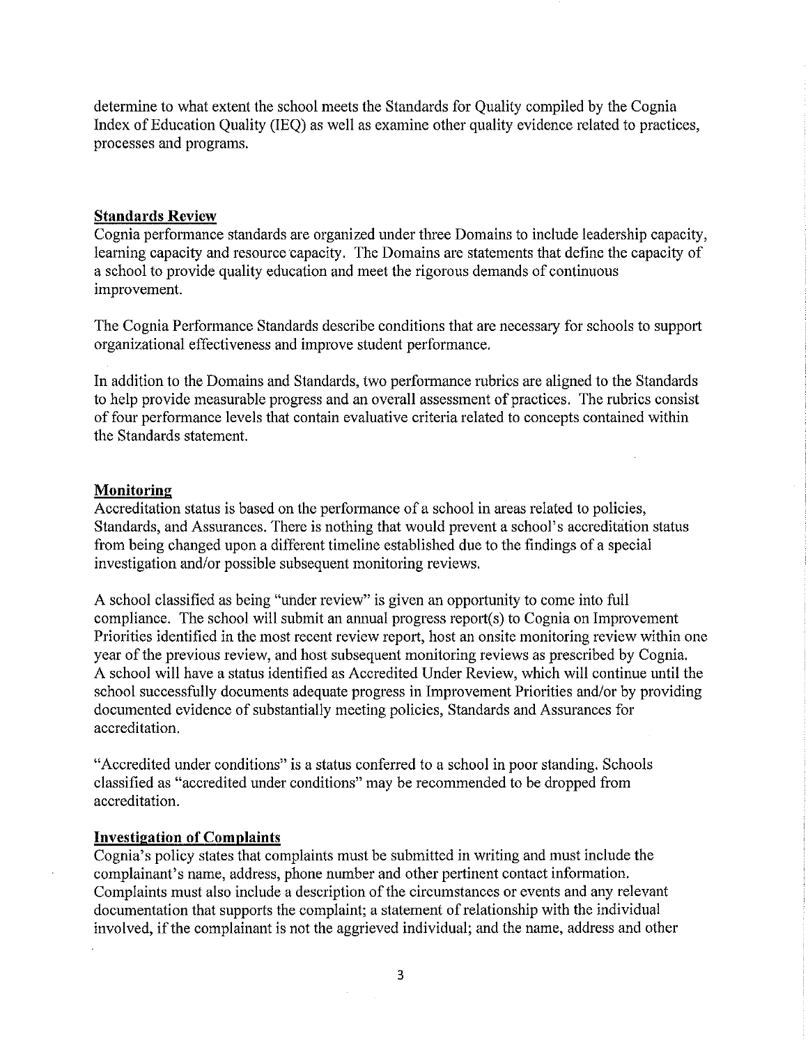determine to what extent the school meets the Standards for Quality compiled by the Cognia Index of Education Quality (IEQ) as well as examine other quality evidence related to practices, processes and programs.

**Standards Review**

Cognia performance standards are organized under three Domains to include leadership capacity, learning capacity and resource capacity. The Domains are statements that define the capacity of a school to provide quality education and meet the rigorous demands of continuous improvement.

The Cognia Performance Standards describe conditions that are necessary for schools to support organizational effectiveness and improve student performance.

In addition to the Domains and Standards, two performance rubrics are aligned to the Standards to help provide measurable progress and an overall assessment of practices. The rubrics consist of four performance levels that contain evaluative criteria related to concepts contained within the Standards statement.

**Monitoring**

Accreditation status is based on the performance of a school in areas related to policies, Standards, and Assurances. There is nothing that would prevent a school's accreditation status from being changed upon a different timeline established due to the findings of a special investigation and/or possible subsequent monitoring reviews.

A school classified as being "under review" is given an opportunity to come into full compliance. The school will submit an annual progress report(s) to Cognia on Improvement Priorities identified in the most recent review report, host an onsite monitoring review within one year of the previous review, and host subsequent monitoring reviews as prescribed by Cognia. A school will have a status identified as Accredited Under Review, which will continue until the school successfully documents adequate progress in Improvement Priorities and/or by providing documented evidence of substantially meeting policies, Standards and Assurances for accreditation.

"Accredited under conditions" is a status conferred to a school in poor standing. Schools classified as "accredited under conditions" may be recommended to be dropped from accreditation.

**Investigation of Complaints**

Cognia's policy states that complaints must be submitted in writing and must include the complainant's name, address, phone number and other pertinent contact information. Complaints must also include a description of the circumstances or events and any relevant documentation that supports the complaint; a statement of relationship with the individual involved, if the complainant is not the aggrieved individual; and the name, address and other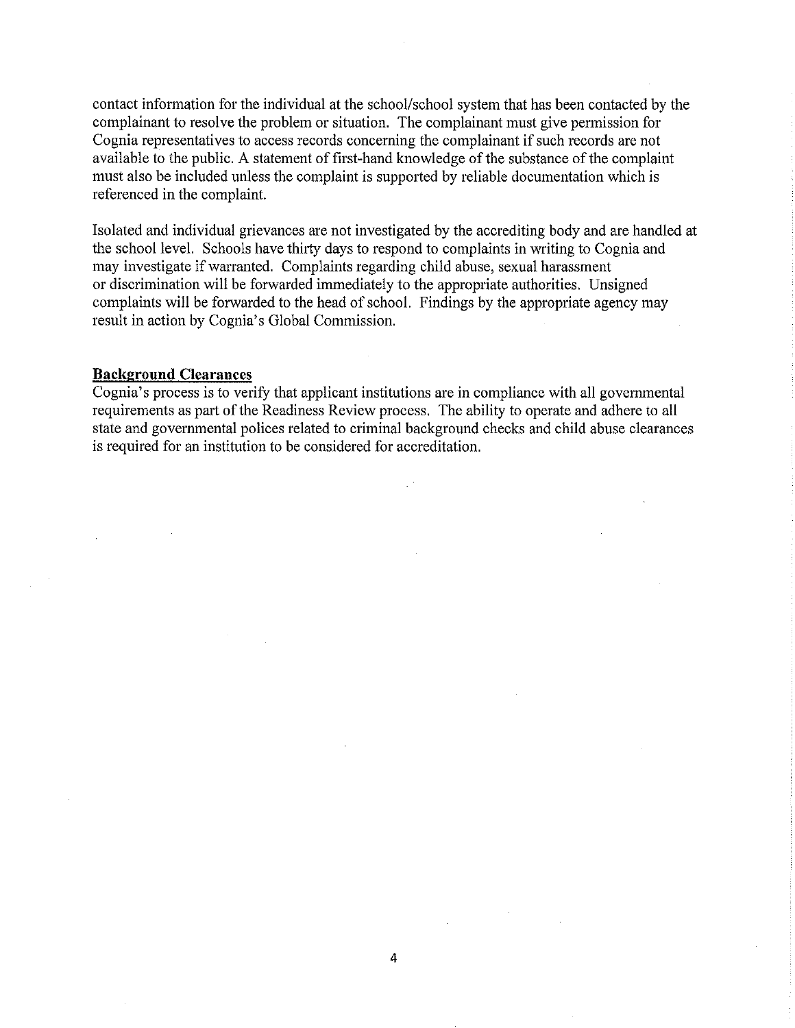contact information for the individual at the school/school system that has been contacted by the complainant to resolve the problem or situation. The complainant must give permission for Cognia representatives to access records concerning the complainant if such records are not available to the public. A statement of first-hand knowledge of the substance of the complaint must also be included unless the complaint is supported by reliable documentation which is referenced in the complaint.

Isolated and individual grievances are not investigated by the accrediting body and are handled at the school level. Schools have thirty days to respond to complaints in writing to Cognia and may investigate if warranted. Complaints regarding child abuse, sexual harassment or discrimination will be forwarded immediately to the appropriate authorities. Unsigned complaints will be forwarded to the head of school. Findings by the appropriate agency may result in action by Cognia's Global Commission.

**Background Clearances**

Cognia's process is to verify that applicant institutions are in compliance with all governmental requirements as part of the Readiness Review process. The ability to operate and adhere to all state and governmental polices related to criminal background checks and child abuse clearances is required for an institution to be considered for accreditation.